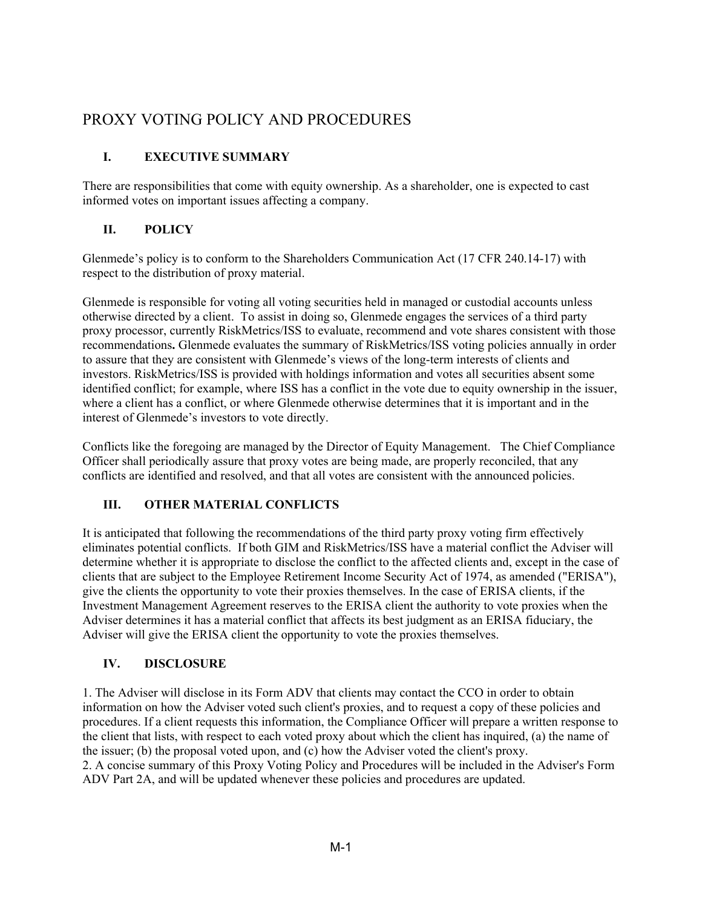# PROXY VOTING POLICY AND PROCEDURES

## I. EXECUTIVE SUMMARY

There are responsibilities that come with equity ownership. As a shareholder, one is expected to cast informed votes on important issues affecting a company.

## II. POLICY

Glenmede's policy is to conform to the Shareholders Communication Act (17 CFR 240.14-17) with respect to the distribution of proxy material.

Glenmede is responsible for voting all voting securities held in managed or custodial accounts unless otherwise directed by a client. To assist in doing so, Glenmede engages the services of a third party proxy processor, currently RiskMetrics/ISS to evaluate, recommend and vote shares consistent with those recommendations**.** Glenmede evaluates the summary of RiskMetrics/ISS voting policies annually in order to assure that they are consistent with Glenmede's views of the long-term interests of clients and investors. RiskMetrics/ISS is provided with holdings information and votes all securities absent some identified conflict; for example, where ISS has a conflict in the vote due to equity ownership in the issuer, where a client has a conflict, or where Glenmede otherwise determines that it is important and in the interest of Glenmede's investors to vote directly.

Conflicts like the foregoing are managed by the Director of Equity Management. The Chief Compliance Officer shall periodically assure that proxy votes are being made, are properly reconciled, that any conflicts are identified and resolved, and that all votes are consistent with the announced policies.

## III. OTHER MATERIAL CONFLICTS

It is anticipated that following the recommendations of the third party proxy voting firm effectively eliminates potential conflicts. If both GIM and RiskMetrics/ISS have a material conflict the Adviser will determine whether it is appropriate to disclose the conflict to the affected clients and, except in the case of clients that are subject to the Employee Retirement Income Security Act of 1974, as amended ("ERISA"), give the clients the opportunity to vote their proxies themselves. In the case of ERISA clients, if the Investment Management Agreement reserves to the ERISA client the authority to vote proxies when the Adviser determines it has a material conflict that affects its best judgment as an ERISA fiduciary, the Adviser will give the ERISA client the opportunity to vote the proxies themselves.

## IV. DISCLOSURE

1. The Adviser will disclose in its Form ADV that clients may contact the CCO in order to obtain information on how the Adviser voted such client's proxies, and to request a copy of these policies and procedures. If a client requests this information, the Compliance Officer will prepare a written response to the client that lists, with respect to each voted proxy about which the client has inquired, (a) the name of the issuer; (b) the proposal voted upon, and (c) how the Adviser voted the client's proxy.
2. A concise summary of this Proxy Voting Policy and Procedures will be included in the Adviser's Form ADV Part 2A, and will be updated whenever these policies and procedures are updated.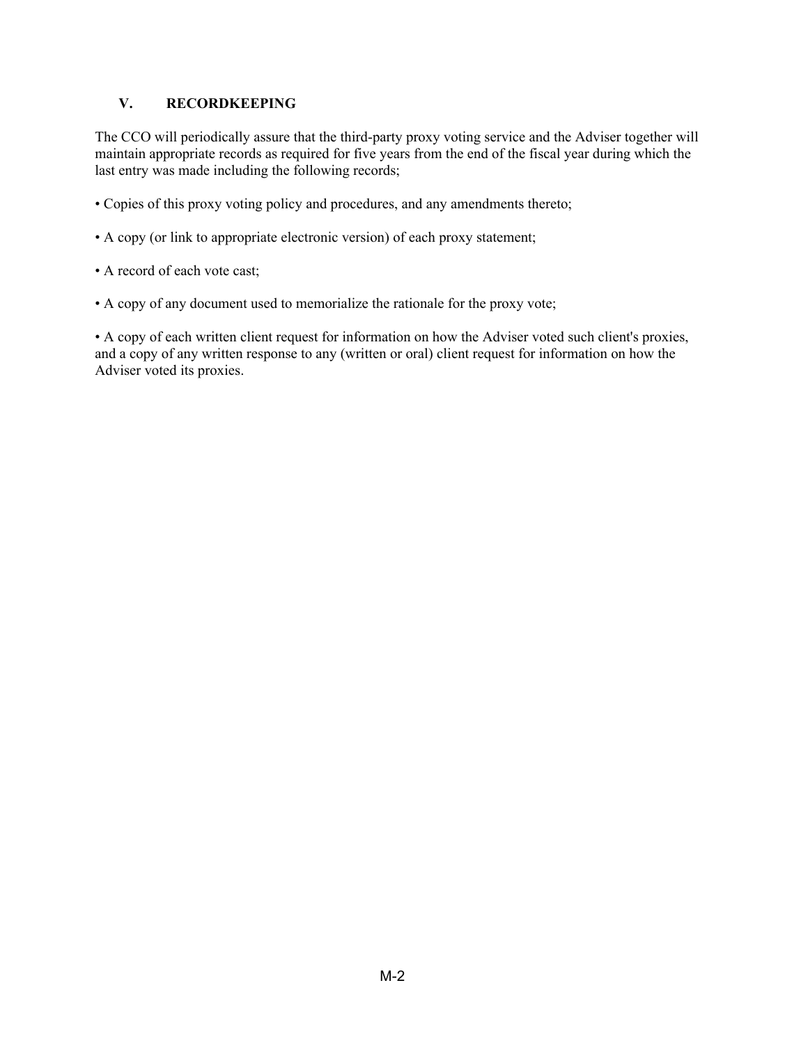## V. RECORDKEEPING

The CCO will periodically assure that the third-party proxy voting service and the Adviser together will maintain appropriate records as required for five years from the end of the fiscal year during which the last entry was made including the following records;

- Copies of this proxy voting policy and procedures, and any amendments thereto;
- A copy (or link to appropriate electronic version) of each proxy statement;
- A record of each vote cast;
- A copy of any document used to memorialize the rationale for the proxy vote;
- A copy of each written client request for information on how the Adviser voted such client's proxies, and a copy of any written response to any (written or oral) client request for information on how the Adviser voted its proxies.